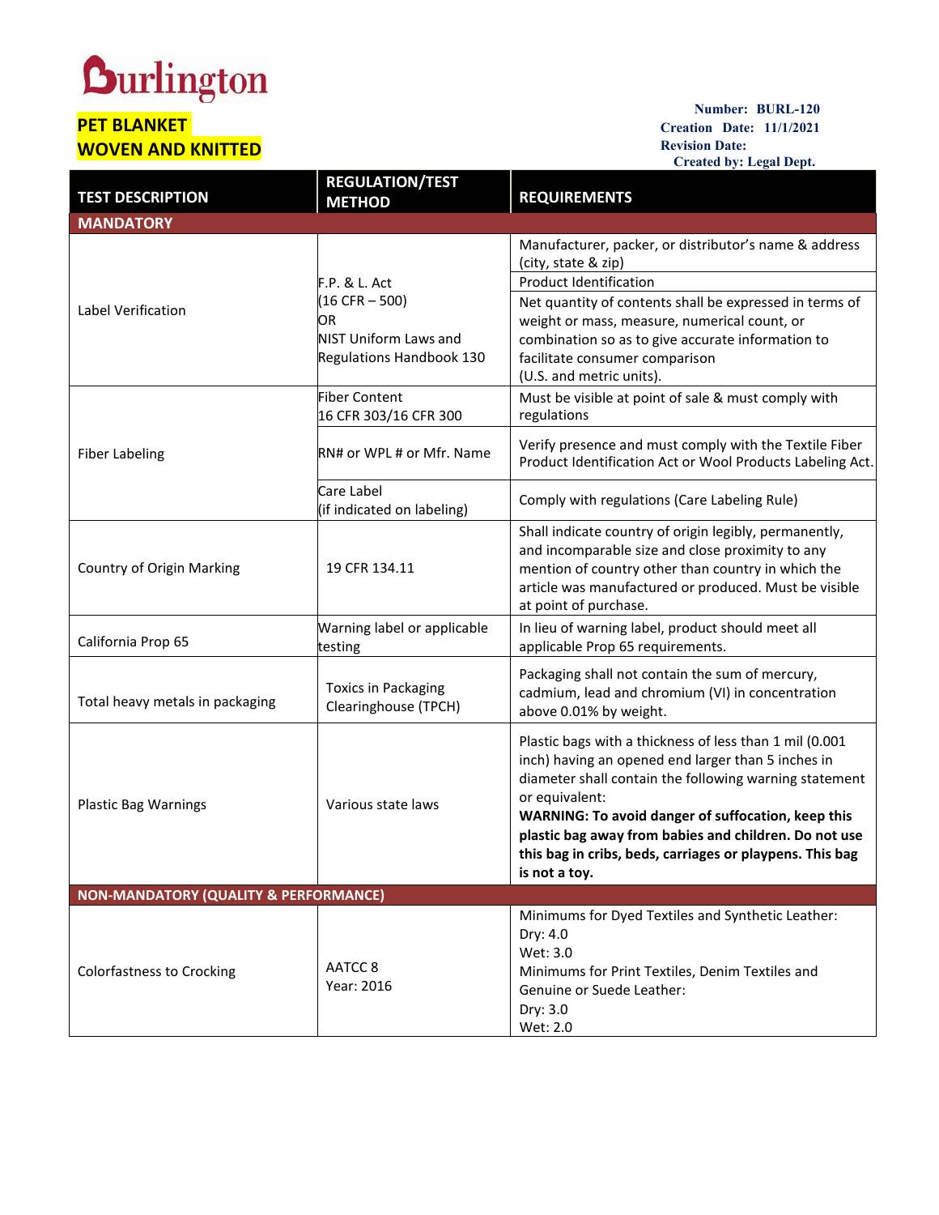Burlington

**PET BLANKET**
**WOVEN AND KNITTED**

**Number: BURL-120**
**Creation Date: 11/1/2021**
**Revision Date:**
**Created by: Legal Dept.**

| TEST DESCRIPTION | REGULATION/TEST METHOD | REQUIREMENTS |
|---|---|---|
| **MANDATORY** | | |
| Label Verification | F.P. & L. Act (16 CFR – 500) OR NIST Uniform Laws and Regulations Handbook 130 | Manufacturer, packer, or distributor's name & address (city, state & zip) |
| | | Product Identification |
| | | Net quantity of contents shall be expressed in terms of weight or mass, measure, numerical count, or combination so as to give accurate information to facilitate consumer comparison (U.S. and metric units). |
| Fiber Labeling | Fiber Content 16 CFR 303/16 CFR 300 | Must be visible at point of sale & must comply with regulations |
| | RN# or WPL # or Mfr. Name | Verify presence and must comply with the Textile Fiber Product Identification Act or Wool Products Labeling Act. |
| | Care Label (if indicated on labeling) | Comply with regulations (Care Labeling Rule) |
| Country of Origin Marking | 19 CFR 134.11 | Shall indicate country of origin legibly, permanently, and incomparable size and close proximity to any mention of country other than country in which the article was manufactured or produced. Must be visible at point of purchase. |
| California Prop 65 | Warning label or applicable testing | In lieu of warning label, product should meet all applicable Prop 65 requirements. |
| Total heavy metals in packaging | Toxics in Packaging Clearinghouse (TPCH) | Packaging shall not contain the sum of mercury, cadmium, lead and chromium (VI) in concentration above 0.01% by weight. |
| Plastic Bag Warnings | Various state laws | Plastic bags with a thickness of less than 1 mil (0.001 inch) having an opened end larger than 5 inches in diameter shall contain the following warning statement or equivalent: **WARNING: To avoid danger of suffocation, keep this plastic bag away from babies and children. Do not use this bag in cribs, beds, carriages or playpens. This bag is not a toy.** |
| **NON-MANDATORY (QUALITY & PERFORMANCE)** | | |
| Colorfastness to Crocking | AATCC 8 Year: 2016 | Minimums for Dyed Textiles and Synthetic Leather: Dry: 4.0 Wet: 3.0 Minimums for Print Textiles, Denim Textiles and Genuine or Suede Leather: Dry: 3.0 Wet: 2.0 |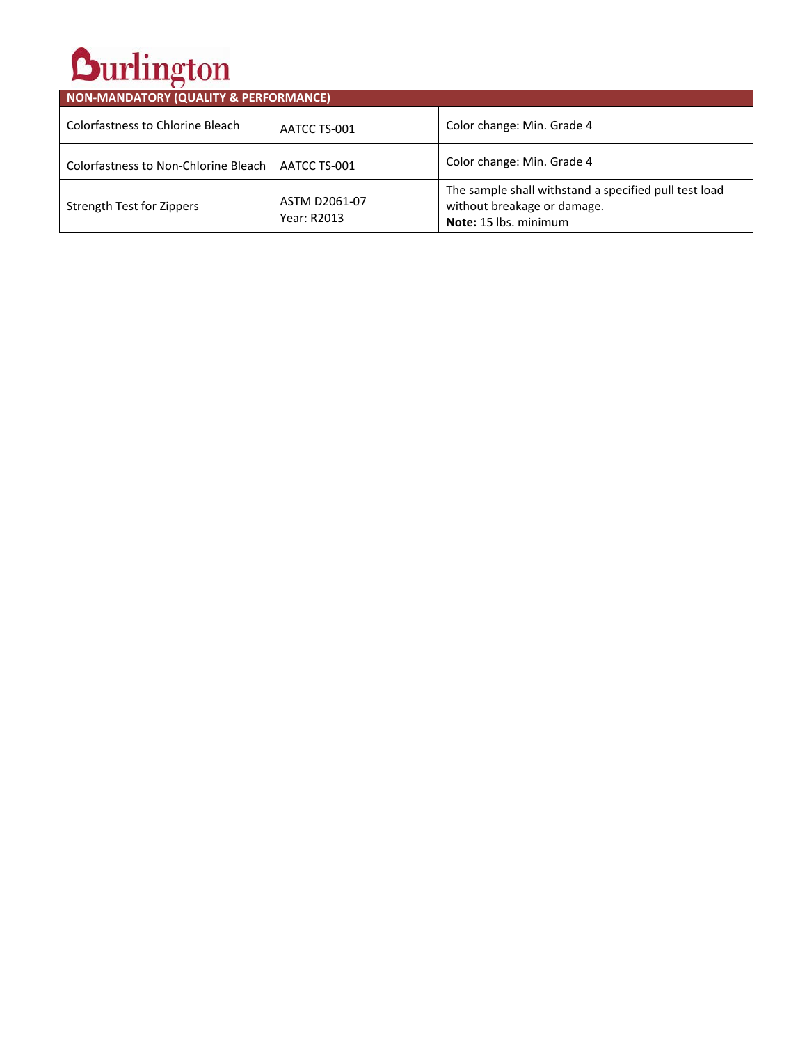Burlington

| NON-MANDATORY (QUALITY & PERFORMANCE) | | |
| --- | --- | --- |
| Colorfastness to Chlorine Bleach | AATCC TS-001 | Color change: Min. Grade 4 |
| Colorfastness to Non-Chlorine Bleach | AATCC TS-001 | Color change: Min. Grade 4 |
| Strength Test for Zippers | ASTM D2061-07<br>Year: R2013 | The sample shall withstand a specified pull test load without breakage or damage.<br>**Note:** 15 lbs. minimum |